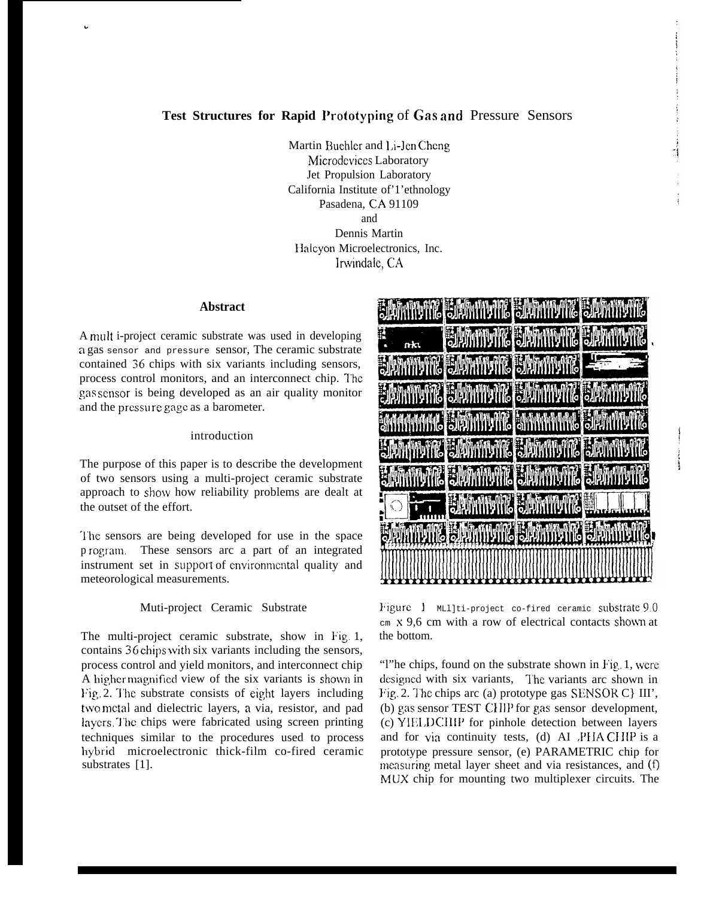# Test Structures for Rapid Prototyping of Gas and Pressure Sensors

Martin Buehler and Li-Jen Cheng
Microdevices Laboratory
Jet Propulsion Laboratory
California Institute of'1'ethnology
Pasadena, CA 91109
and
Dennis Martin
Halcyon Microelectronics, Inc.
Irwindale, CA

## Abstract

A mult i-project ceramic substrate was used in developing a gas sensor and pressure sensor, The ceramic substrate contained 36 chips with six variants including sensors, process control monitors, and an interconnect chip. The gas sensor is being developed as an air quality monitor and the pressure gage as a barometer.

## introduction

The purpose of this paper is to describe the development of two sensors using a multi-project ceramic substrate approach to show how reliability problems are dealt at the outset of the effort.

The sensors are being developed for use in the space p rogram. These sensors arc a part of an integrated instrument set in support of environmental quality and meteorological measurements.

## Muti-project Ceramic Substrate

The multi-project ceramic substrate, show in Fig. 1, contains 36 chips with six variants including the sensors, process control and yield monitors, and interconnect chip A higher magnified view of the six variants is shown in Fig. 2. The substrate consists of eight layers including two metal and dielectric layers, a via, resistor, and pad layers. The chips were fabricated using screen printing techniques similar to the procedures used to process hybrid microelectronic thick-film co-fired ceramic substrates [1].

Figure 1 MLl]ti-project co-fired ceramic substrate 9.0 cm x 9,6 cm with a row of electrical contacts shown at the bottom.

"l"he chips, found on the substrate shown in Fig. 1, were designed with six variants, The variants arc shown in Fig. 2. The chips arc (a) prototype gas SENSOR C} III', (b) gas sensor TEST CHIP for gas sensor development, (c) YIELDCHIP for pinhole detection between layers and for via continuity tests, (d) AI .PHA CHIP is a prototype pressure sensor, (e) PARAMETRIC chip for measuring metal layer sheet and via resistances, and (f) MUX chip for mounting two multiplexer circuits. The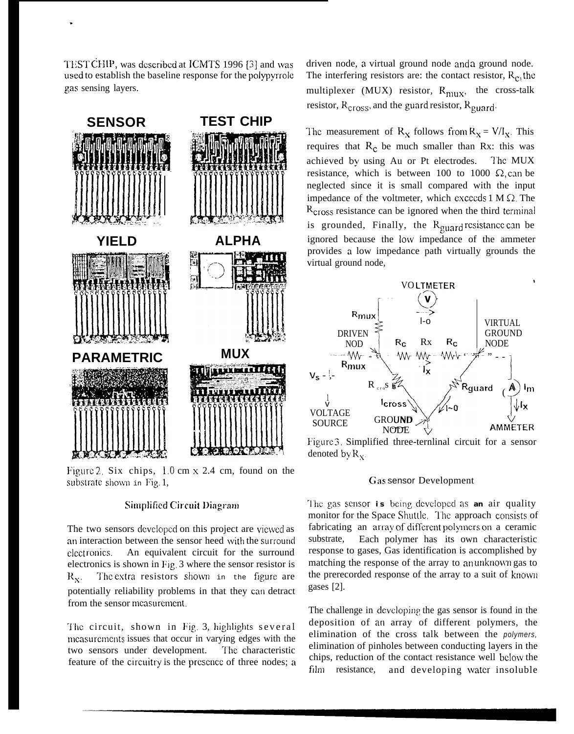TEST CHIP, was described at ICMTS 1996 [3] and was used to establish the baseline response for the polypyrrole gas sensing layers.

Figure 2. Six chips, 1.0 cm x 2.4 cm, found on the substrate shown in Fig. 1,

## Simplified Circuit Diagram

The two sensors developed on this project are viewed as an interaction between the sensor heed with the surround electronics. An equivalent circuit for the surround electronics is shown in Fig. 3 where the sensor resistor is $R_X$. The extra resistors shown in the figure are potentially reliability problems in that they can detract from the sensor measurement.

The circuit, shown in Fig. 3, highlights several measurements issues that occur in varying edges with the two sensors under development. The characteristic feature of the circuitry is the presence of three nodes; a driven node, a virtual ground node and a ground node. The interfering resistors are: the contact resistor, $R_C$, the multiplexer (MUX) resistor, $R_{mux}$, the cross-talk resistor, $R_{cross}$, and the guard resistor, $R_{guard}$.

The measurement of $R_X$ follows from $R_X = V/I_X$. This requires that $R_C$ be much smaller than Rx: this was achieved by using Au or Pt electrodes. The MUX resistance, which is between 100 to 1000 $\Omega$, can be neglected since it is small compared with the input impedance of the voltmeter, which exceeds 1 M $\Omega$. The $R_{cross}$ resistance can be ignored when the third terminal is grounded, Finally, the $R_{guard}$ resistance can be ignored because the low impedance of the ammeter provides a low impedance path virtually grounds the virtual ground node,

Figure 3. Simplified three-terminal circuit for a sensor denoted by $R_X$.

## Gas sensor Development

The gas sensor is being developed as an air quality monitor for the Space Shuttle. The approach consists of fabricating an array of different polymers on a ceramic substrate, Each polymer has its own characteristic response to gases, Gas identification is accomplished by matching the response of the array to an unknown gas to the prerecorded response of the array to a suit of known gases [2].

The challenge in developing the gas sensor is found in the deposition of an array of different polymers, the elimination of the cross talk between the *polymers*, elimination of pinholes between conducting layers in the chips, reduction of the contact resistance well below the film resistance, and developing water insoluble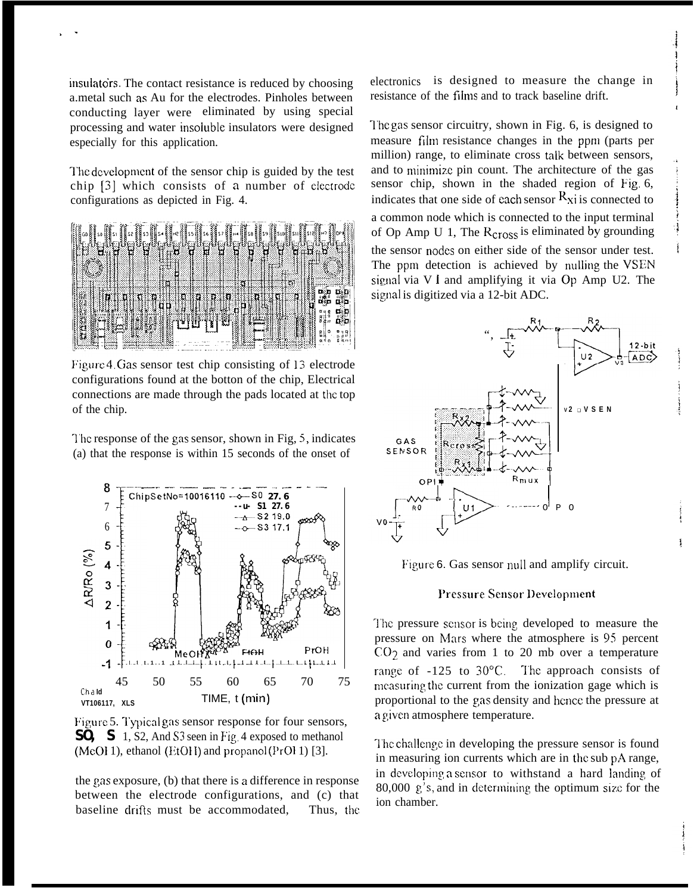insulators. The contact resistance is reduced by choosing a.metal such as Au for the electrodes. Pinholes between conducting layer were eliminated by using special processing and water insoluble insulators were designed especially for this application.

The development of the sensor chip is guided by the test chip [3] which consists of a number of electrode configurations as depicted in Fig. 4.

Figure 4. Gas sensor test chip consisting of 13 electrode configurations found at the botton of the chip, Electrical connections are made through the pads located at the top of the chip.

The response of the gas sensor, shown in Fig, 5, indicates (a) that the response is within 15 seconds of the onset of the gas exposure, (b) that there is a difference in response between the electrode configurations, and (c) that baseline drifts must be accommodated, Thus, the electronics is designed to measure the change in resistance of the films and to track baseline drift.

Figure 5. Typical gas sensor response for four sensors, **S0, S** 1, S2, And S3 seen in Fig. 4 exposed to methanol (MeOH), ethanol (EtOH) and propanol (PrOH) [3].

The gas sensor circuitry, shown in Fig. 6, is designed to measure film resistance changes in the ppm (parts per million) range, to eliminate cross talk between sensors, and to minimize pin count. The architecture of the gas sensor chip, shown in the shaded region of Fig. 6, indicates that one side of each sensor $R_{xi}$ is connected to a common node which is connected to the input terminal of Op Amp U 1, The $R_{cross}$ is eliminated by grounding the sensor nodes on either side of the sensor under test. The ppm detection is achieved by nulling the VSEN signal via V I and amplifying it via Op Amp U2. The signal is digitized via a 12-bit ADC.

Figure 6. Gas sensor null and amplify circuit.

## Pressure Sensor Development

The pressure sensor is being developed to measure the pressure on Mars where the atmosphere is 95 percent $CO_2$ and varies from 1 to 20 mb over a temperature range of -125 to 30°C. The approach consists of measuring the current from the ionization gage which is proportional to the gas density and hence the pressure at a given atmosphere temperature.

The challenge in developing the pressure sensor is found in measuring ion currents which are in the sub pA range, in developing a sensor to withstand a hard landing of 80,000 g's, and in determining the optimum size for the ion chamber.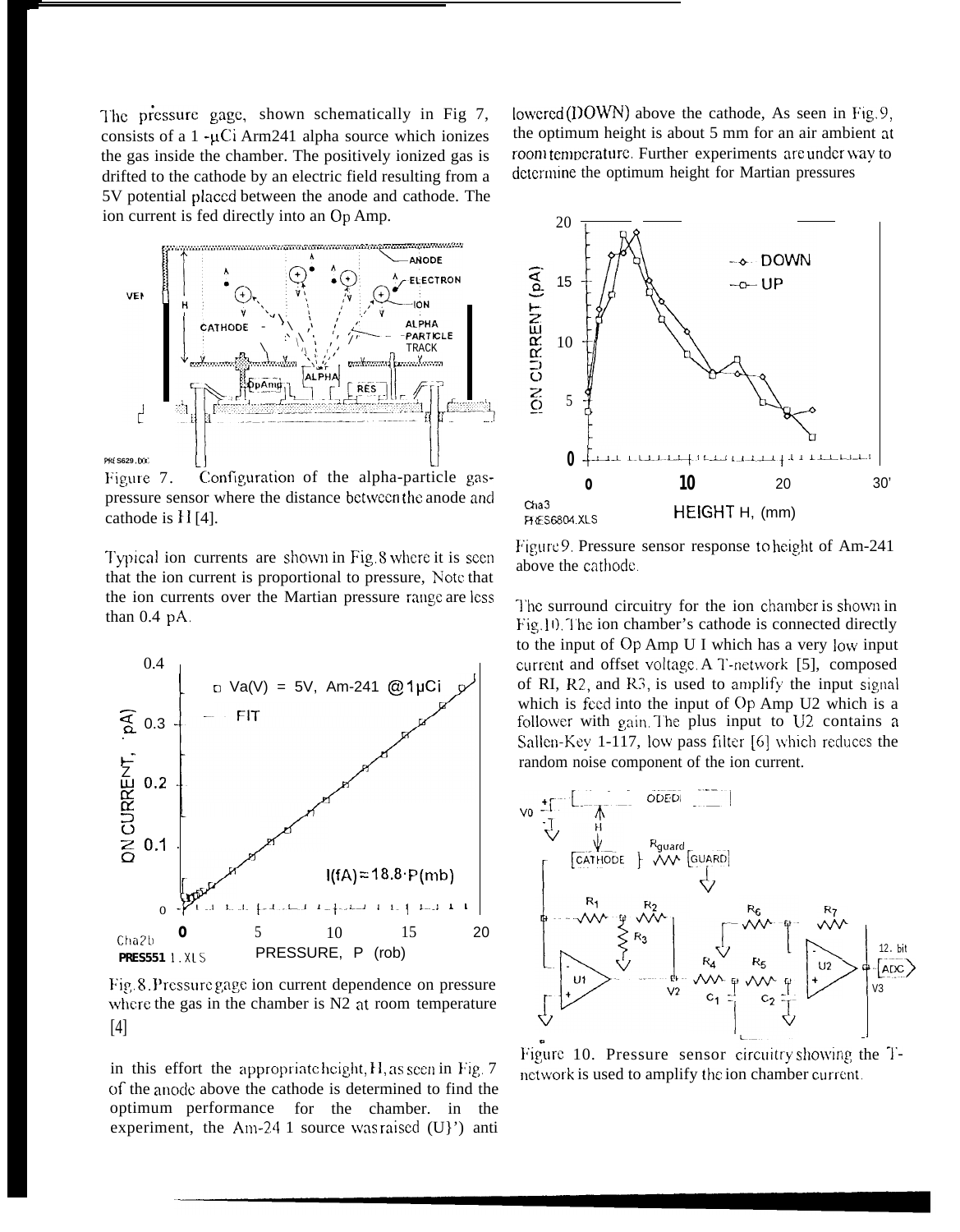The pressure gage, shown schematically in Fig 7, consists of a 1 -μCi Arm241 alpha source which ionizes the gas inside the chamber. The positively ionized gas is drifted to the cathode by an electric field resulting from a 5V potential placed between the anode and cathode. The ion current is fed directly into an Op Amp.

Figure 7. Configuration of the alpha-particle gas-pressure sensor where the distance between the anode and cathode is H [4].

Typical ion currents are shown in Fig. 8 where it is seen that the ion current is proportional to pressure, Note that the ion currents over the Martian pressure range are less than 0.4 pA.

Fig. 8. Pressure gage ion current dependence on pressure where the gas in the chamber is N2 at room temperature [4]

in this effort the appropriate height, H, as seen in Fig. 7 of the anode above the cathode is determined to find the optimum performance for the chamber. in the experiment, the Am-241 source was raised (UP) and lowered (DOWN) above the cathode, As seen in Fig. 9, the optimum height is about 5 mm for an air ambient at room temperature. Further experiments are under way to determine the optimum height for Martian pressures

Figure 9. Pressure sensor response to height of Am-241 above the cathode.

The surround circuitry for the ion chamber is shown in Fig. 10. The ion chamber's cathode is connected directly to the input of Op Amp U1 which has a very low input current and offset voltage. A T-network [5], composed of R1, R2, and R3, is used to amplify the input signal which is feed into the input of Op Amp U2 which is a follower with gain. The plus input to U2 contains a Sallen-Key 1-117, low pass filter [6] which reduces the random noise component of the ion current.

Figure 10. Pressure sensor circuitry showing the T-network is used to amplify the ion chamber current.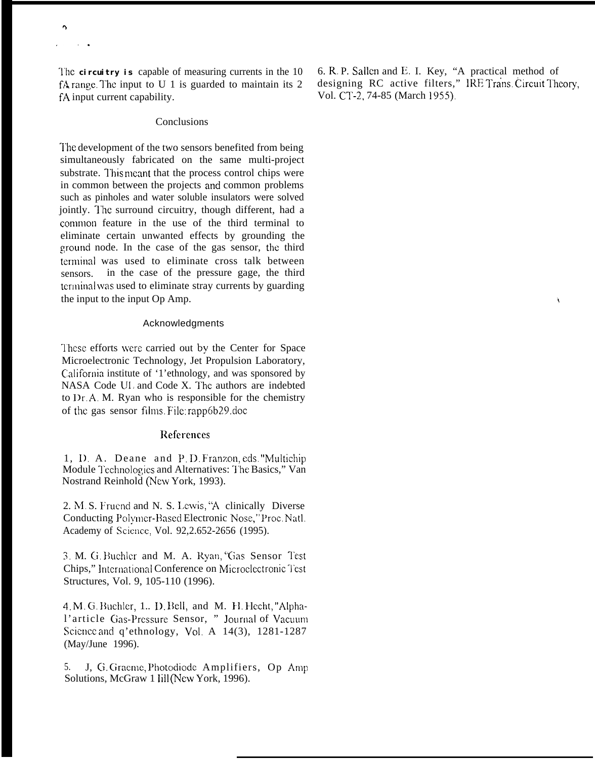The circuitry is capable of measuring currents in the 10 fA range. The input to U 1 is guarded to maintain its 2 fA input current capability.

## Conclusions

The development of the two sensors benefited from being simultaneously fabricated on the same multi-project substrate. This meant that the process control chips were in common between the projects and common problems such as pinholes and water soluble insulators were solved jointly. The surround circuitry, though different, had a common feature in the use of the third terminal to eliminate certain unwanted effects by grounding the ground node. In the case of the gas sensor, the third terminal was used to eliminate cross talk between sensors. in the case of the pressure gage, the third terminal was used to eliminate stray currents by guarding the input to the input Op Amp.

## Acknowledgments

These efforts were carried out by the Center for Space Microelectronic Technology, Jet Propulsion Laboratory, California institute of '1'ethnology, and was sponsored by NASA Code UL and Code X. The authors are indebted to Dr. A. M. Ryan who is responsible for the chemistry of the gas sensor films. File: rapp6b29.doc

## References

1, D. A. Deane and P. D. Franzon, eds. "Multichip Module Technologies and Alternatives: The Basics," Van Nostrand Reinhold (New York, 1993).

2. M. S. Fruend and N. S. Lewis, "A clinically Diverse Conducting Polymer-Based Electronic Nose," Proc. Natl. Academy of Science, Vol. 92,2.652-2656 (1995).

3. M. G. Buehler and M. A. Ryan, "Gas Sensor Test Chips," International Conference on Microelectronic Test Structures, Vol. 9, 105-110 (1996).

4. M. G. Buehler, 1.. D. Bell, and M. H. Hecht, "Alpha-l'article Gas-Pressure Sensor, " Journal of Vacuum Science and q'ethnology, Vol. A 14(3), 1281-1287 (May/June 1996).

5. J, G. Graeme, Photodiode Amplifiers, Op Amp Solutions, McGraw 1 Iill (New York, 1996).

6. R. P. Sallen and E. I. Key, "A practical method of designing RC active filters," IRE Trans. Circuit Theory, Vol. CT-2, 74-85 (March 1955).